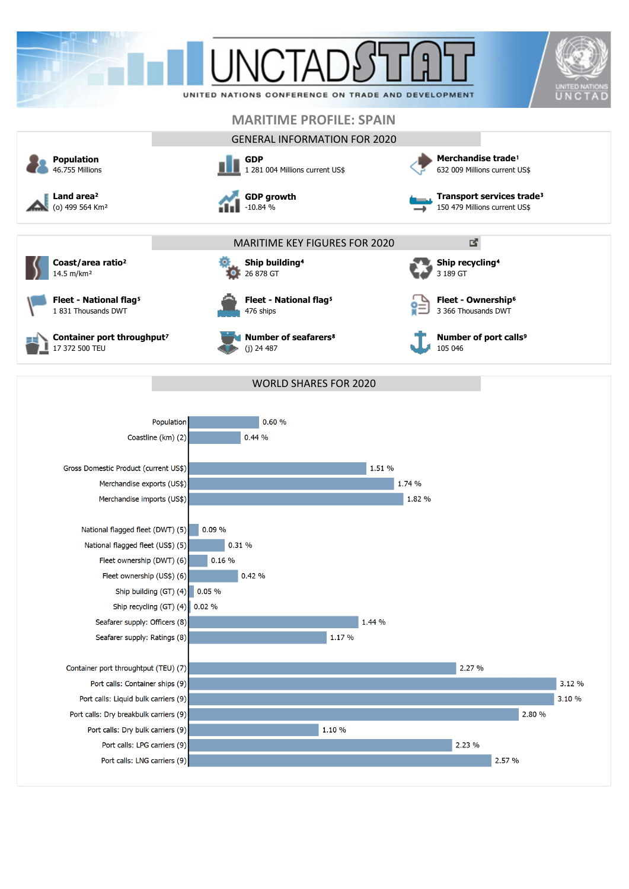# MARITIME PROFILE: SPAIN

## GENERAL INFORMATION FOR 2020

**Population**
46.755 Millions

**GDP**
1 281 004 Millions current US$

**Merchandise trade**[1]
632 009 Millions current US$

**Land area**[2]
(o) 499 564 Km²

**GDP growth**
-10.84 %

**Transport services trade**[3]
150 479 Millions current US$

## MARITIME KEY FIGURES FOR 2020

**Coast/area ratio**[2]
14.5 m/km²

**Ship building**[4]
26 878 GT

**Ship recycling**[4]
3 189 GT

**Fleet - National flag**[5]
1 831 Thousands DWT

**Fleet - National flag**[5]
476 ships

**Fleet - Ownership**[6]
3 366 Thousands DWT

**Container port throughput**[7]
17 372 500 TEU

**Number of seafarers**[8]
(j) 24 487

**Number of port calls**[9]
105 046

## WORLD SHARES FOR 2020

| Indicator | World share |
|---|---|
| Population | 0.60 % |
| Coastline (km) (2) | 0.44 % |
| Gross Domestic Product (current US$) | 1.51 % |
| Merchandise exports (US$) | 1.74 % |
| Merchandise imports (US$) | 1.82 % |
| National flagged fleet (DWT) (5) | 0.09 % |
| National flagged fleet (US$) (5) | 0.31 % |
| Fleet ownership (DWT) (6) | 0.16 % |
| Fleet ownership (US$) (6) | 0.42 % |
| Ship building (GT) (4) | 0.05 % |
| Ship recycling (GT) (4) | 0.02 % |
| Seafarer supply: Officers (8) | 1.44 % |
| Seafarer supply: Ratings (8) | 1.17 % |
| Container port throughput (TEU) (7) | 2.27 % |
| Port calls: Container ships (9) | 3.12 % |
| Port calls: Liquid bulk carriers (9) | 3.10 % |
| Port calls: Dry breakbulk carriers (9) | 2.80 % |
| Port calls: Dry bulk carriers (9) | 1.10 % |
| Port calls: LPG carriers (9) | 2.23 % |
| Port calls: LNG carriers (9) | 2.57 % |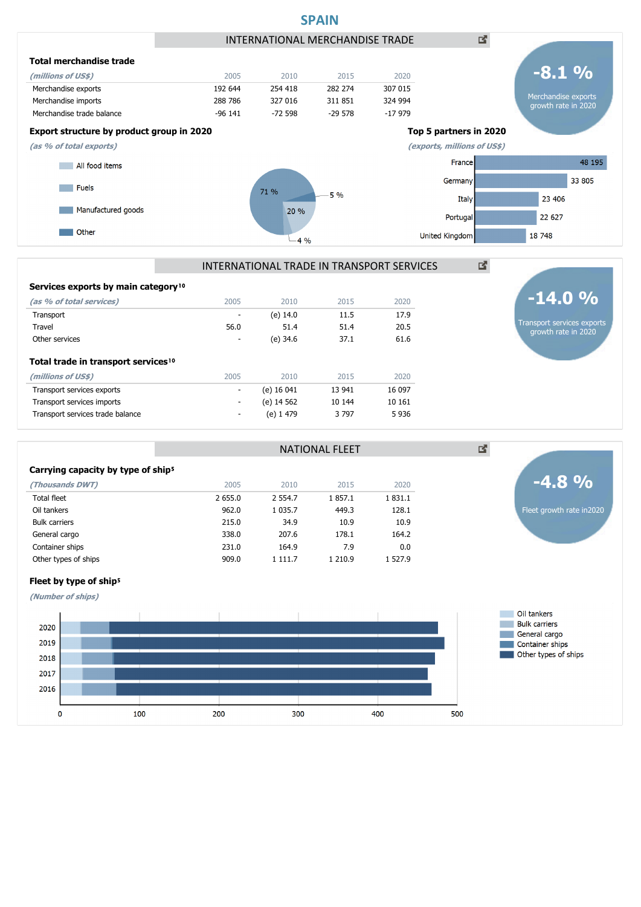# SPAIN

## INTERNATIONAL MERCHANDISE TRADE

**-8.1 %**
Merchandise exports growth rate in 2020

### Total merchandise trade

| *(millions of US$)* | 2005 | 2010 | 2015 | 2020 |
|---|---|---|---|---|
| Merchandise exports | 192 644 | 254 418 | 282 274 | 307 015 |
| Merchandise imports | 288 786 | 327 016 | 311 851 | 324 994 |
| Merchandise trade balance | -96 141 | -72 598 | -29 578 | -17 979 |

### Export structure by product group in 2020

*(as % of total exports)*

- All food items: 20 %
- Fuels: 4 %
- Manufactured goods: 71 %
- Other: 5 %

### Top 5 partners in 2020

*(exports, millions of US$)*

| Partner | Exports |
|---|---|
| France | 48 195 |
| Germany | 33 805 |
| Italy | 23 406 |
| Portugal | 22 627 |
| United Kingdom | 18 748 |

## INTERNATIONAL TRADE IN TRANSPORT SERVICES

**-14.0 %**
Transport services exports growth rate in 2020

### Services exports by main category[10]

| *(as % of total services)* | 2005 | 2010 | 2015 | 2020 |
|---|---|---|---|---|
| Transport | - | (e) 14.0 | 11.5 | 17.9 |
| Travel | 56.0 | 51.4 | 51.4 | 20.5 |
| Other services | - | (e) 34.6 | 37.1 | 61.6 |

### Total trade in transport services[10]

| *(millions of US$)* | 2005 | 2010 | 2015 | 2020 |
|---|---|---|---|---|
| Transport services exports | - | (e) 16 041 | 13 941 | 16 097 |
| Transport services imports | - | (e) 14 562 | 10 144 | 10 161 |
| Transport services trade balance | - | (e) 1 479 | 3 797 | 5 936 |

## NATIONAL FLEET

**-4.8 %**
Fleet growth rate in2020

### Carrying capacity by type of ship[5]

| *(Thousands DWT)* | 2005 | 2010 | 2015 | 2020 |
|---|---|---|---|---|
| Total fleet | 2 655.0 | 2 554.7 | 1 857.1 | 1 831.1 |
| Oil tankers | 962.0 | 1 035.7 | 449.3 | 128.1 |
| Bulk carriers | 215.0 | 34.9 | 10.9 | 10.9 |
| General cargo | 338.0 | 207.6 | 178.1 | 164.2 |
| Container ships | 231.0 | 164.9 | 7.9 | 0.0 |
| Other types of ships | 909.0 | 1 111.7 | 1 210.9 | 1 527.9 |

### Fleet by type of ship[5]

*(Number of ships)*

Legend: Oil tankers, Bulk carriers, General cargo, Container ships, Other types of ships

Years: 2020, 2019, 2018, 2017, 2016

Axis: 0, 100, 200, 300, 400, 500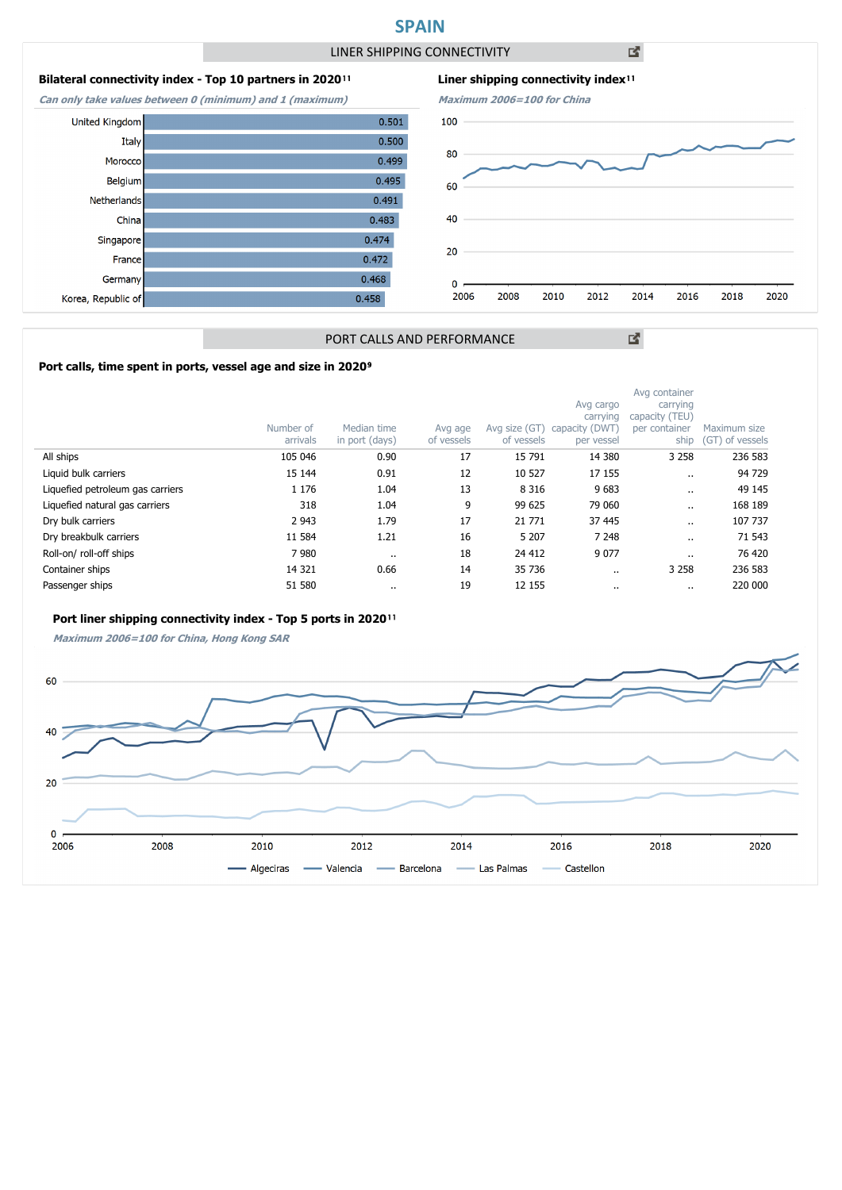# SPAIN

## LINER SHIPPING CONNECTIVITY

### Bilateral connectivity index - Top 10 partners in 2020[11]

*Can only take values between 0 (minimum) and 1 (maximum)*

| Partner | Index |
|---|---|
| United Kingdom | 0.501 |
| Italy | 0.500 |
| Morocco | 0.499 |
| Belgium | 0.495 |
| Netherlands | 0.491 |
| China | 0.483 |
| Singapore | 0.474 |
| France | 0.472 |
| Germany | 0.468 |
| Korea, Republic of | 0.458 |

### Liner shipping connectivity index[11]

*Maximum 2006=100 for China*

## PORT CALLS AND PERFORMANCE

### Port calls, time spent in ports, vessel age and size in 2020[9]

| | Number of arrivals | Median time in port (days) | Avg age of vessels | Avg size (GT) of vessels | Avg cargo carrying capacity (DWT) per vessel | Avg container carrying capacity (TEU) per container ship | Maximum size (GT) of vessels |
|---|---|---|---|---|---|---|---|
| All ships | 105 046 | 0.90 | 17 | 15 791 | 14 380 | 3 258 | 236 583 |
| Liquid bulk carriers | 15 144 | 0.91 | 12 | 10 527 | 17 155 | .. | 94 729 |
| Liquefied petroleum gas carriers | 1 176 | 1.04 | 13 | 8 316 | 9 683 | .. | 49 145 |
| Liquefied natural gas carriers | 318 | 1.04 | 9 | 99 625 | 79 060 | .. | 168 189 |
| Dry bulk carriers | 2 943 | 1.79 | 17 | 21 771 | 37 445 | .. | 107 737 |
| Dry breakbulk carriers | 11 584 | 1.21 | 16 | 5 207 | 7 248 | .. | 71 543 |
| Roll-on/ roll-off ships | 7 980 | .. | 18 | 24 412 | 9 077 | .. | 76 420 |
| Container ships | 14 321 | 0.66 | 14 | 35 736 | .. | 3 258 | 236 583 |
| Passenger ships | 51 580 | .. | 19 | 12 155 | .. | .. | 220 000 |

### Port liner shipping connectivity index - Top 5 ports in 2020[11]

*Maximum 2006=100 for China, Hong Kong SAR*

Algeciras, Valencia, Barcelona, Las Palmas, Castellon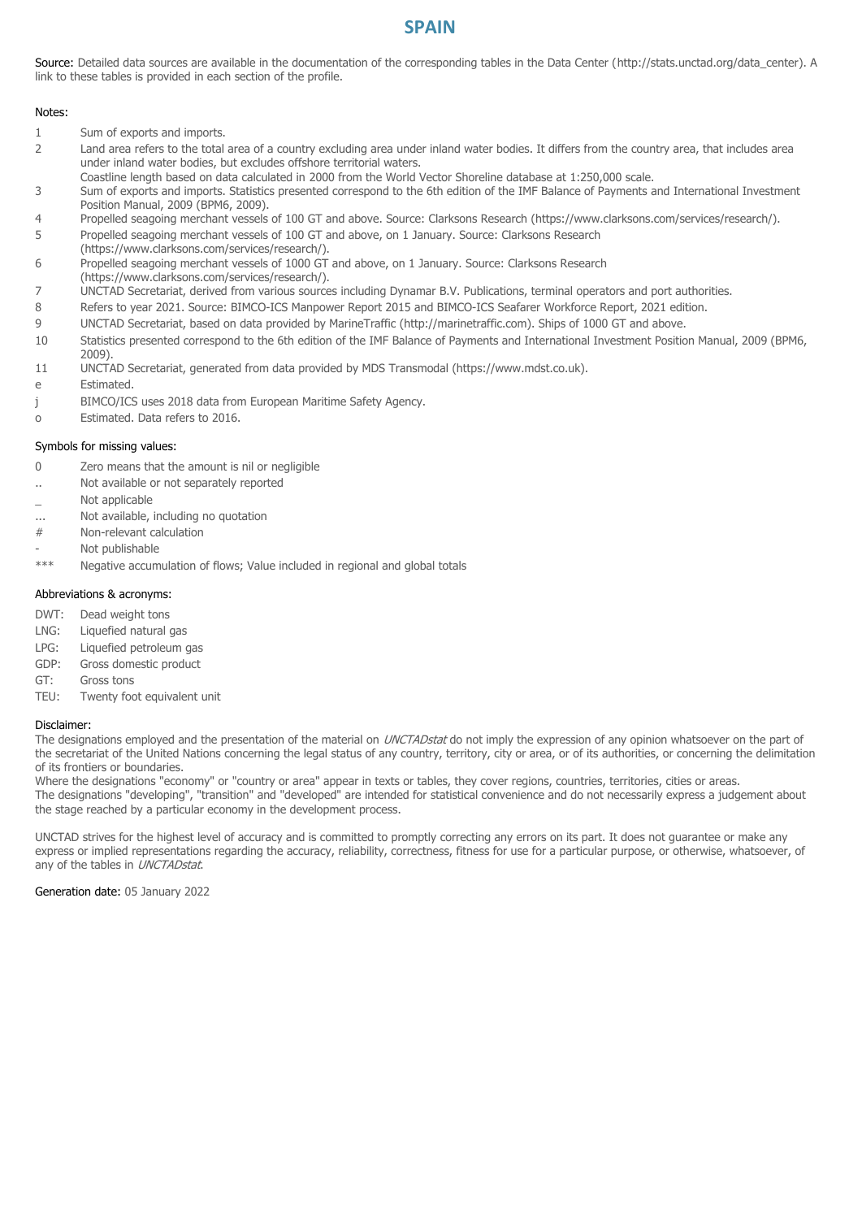# SPAIN

Source: Detailed data sources are available in the documentation of the corresponding tables in the Data Center (http://stats.unctad.org/data_center). A link to these tables is provided in each section of the profile.

Notes:

| | |
|---|---|
| 1 | Sum of exports and imports. |
| 2 | Land area refers to the total area of a country excluding area under inland water bodies. It differs from the country area, that includes area under inland water bodies, but excludes offshore territorial waters. Coastline length based on data calculated in 2000 from the World Vector Shoreline database at 1:250,000 scale. |
| 3 | Sum of exports and imports. Statistics presented correspond to the 6th edition of the IMF Balance of Payments and International Investment Position Manual, 2009 (BPM6, 2009). |
| 4 | Propelled seagoing merchant vessels of 100 GT and above. Source: Clarksons Research (https://www.clarksons.com/services/research/). |
| 5 | Propelled seagoing merchant vessels of 100 GT and above, on 1 January. Source: Clarksons Research (https://www.clarksons.com/services/research/). |
| 6 | Propelled seagoing merchant vessels of 1000 GT and above, on 1 January. Source: Clarksons Research (https://www.clarksons.com/services/research/). |
| 7 | UNCTAD Secretariat, derived from various sources including Dynamar B.V. Publications, terminal operators and port authorities. |
| 8 | Refers to year 2021. Source: BIMCO-ICS Manpower Report 2015 and BIMCO-ICS Seafarer Workforce Report, 2021 edition. |
| 9 | UNCTAD Secretariat, based on data provided by MarineTraffic (http://marinetraffic.com). Ships of 1000 GT and above. |
| 10 | Statistics presented correspond to the 6th edition of the IMF Balance of Payments and International Investment Position Manual, 2009 (BPM6, 2009). |
| 11 | UNCTAD Secretariat, generated from data provided by MDS Transmodal (https://www.mdst.co.uk). |
| e | Estimated. |
| j | BIMCO/ICS uses 2018 data from European Maritime Safety Agency. |
| o | Estimated. Data refers to 2016. |

Symbols for missing values:

| | |
|---|---|
| 0 | Zero means that the amount is nil or negligible |
| .. | Not available or not separately reported |
| _ | Not applicable |
| ... | Not available, including no quotation |
| # | Non-relevant calculation |
| - | Not publishable |
| *** | Negative accumulation of flows; Value included in regional and global totals |

Abbreviations & acronyms:

| | |
|---|---|
| DWT: | Dead weight tons |
| LNG: | Liquefied natural gas |
| LPG: | Liquefied petroleum gas |
| GDP: | Gross domestic product |
| GT: | Gross tons |
| TEU: | Twenty foot equivalent unit |

Disclaimer:
The designations employed and the presentation of the material on *UNCTADstat* do not imply the expression of any opinion whatsoever on the part of the secretariat of the United Nations concerning the legal status of any country, territory, city or area, or of its authorities, or concerning the delimitation of its frontiers or boundaries.
Where the designations "economy" or "country or area" appear in texts or tables, they cover regions, countries, territories, cities or areas.
The designations "developing", "transition" and "developed" are intended for statistical convenience and do not necessarily express a judgement about the stage reached by a particular economy in the development process.

UNCTAD strives for the highest level of accuracy and is committed to promptly correcting any errors on its part. It does not guarantee or make any express or implied representations regarding the accuracy, reliability, correctness, fitness for use for a particular purpose, or otherwise, whatsoever, of any of the tables in *UNCTADstat*.

Generation date: 05 January 2022